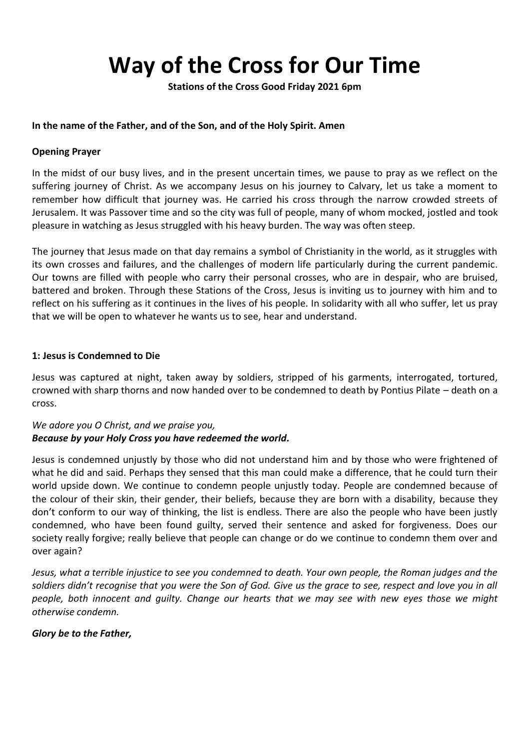# Way of the Cross for Our Time

**Stations of the Cross Good Friday 2021 6pm**

**In the name of the Father, and of the Son, and of the Holy Spirit. Amen**

**Opening Prayer**

In the midst of our busy lives, and in the present uncertain times, we pause to pray as we reflect on the suffering journey of Christ. As we accompany Jesus on his journey to Calvary, let us take a moment to remember how difficult that journey was. He carried his cross through the narrow crowded streets of Jerusalem. It was Passover time and so the city was full of people, many of whom mocked, jostled and took pleasure in watching as Jesus struggled with his heavy burden. The way was often steep.

The journey that Jesus made on that day remains a symbol of Christianity in the world, as it struggles with its own crosses and failures, and the challenges of modern life particularly during the current pandemic. Our towns are filled with people who carry their personal crosses, who are in despair, who are bruised, battered and broken. Through these Stations of the Cross, Jesus is inviting us to journey with him and to reflect on his suffering as it continues in the lives of his people. In solidarity with all who suffer, let us pray that we will be open to whatever he wants us to see, hear and understand.

**1: Jesus is Condemned to Die**

Jesus was captured at night, taken away by soldiers, stripped of his garments, interrogated, tortured, crowned with sharp thorns and now handed over to be condemned to death by Pontius Pilate – death on a cross.

*We adore you O Christ, and we praise you,*
***Because by your Holy Cross you have redeemed the world.***

Jesus is condemned unjustly by those who did not understand him and by those who were frightened of what he did and said. Perhaps they sensed that this man could make a difference, that he could turn their world upside down. We continue to condemn people unjustly today. People are condemned because of the colour of their skin, their gender, their beliefs, because they are born with a disability, because they don't conform to our way of thinking, the list is endless. There are also the people who have been justly condemned, who have been found guilty, served their sentence and asked for forgiveness. Does our society really forgive; really believe that people can change or do we continue to condemn them over and over again?

*Jesus, what a terrible injustice to see you condemned to death. Your own people, the Roman judges and the soldiers didn't recognise that you were the Son of God. Give us the grace to see, respect and love you in all people, both innocent and guilty. Change our hearts that we may see with new eyes those we might otherwise condemn.*

***Glory be to the Father,***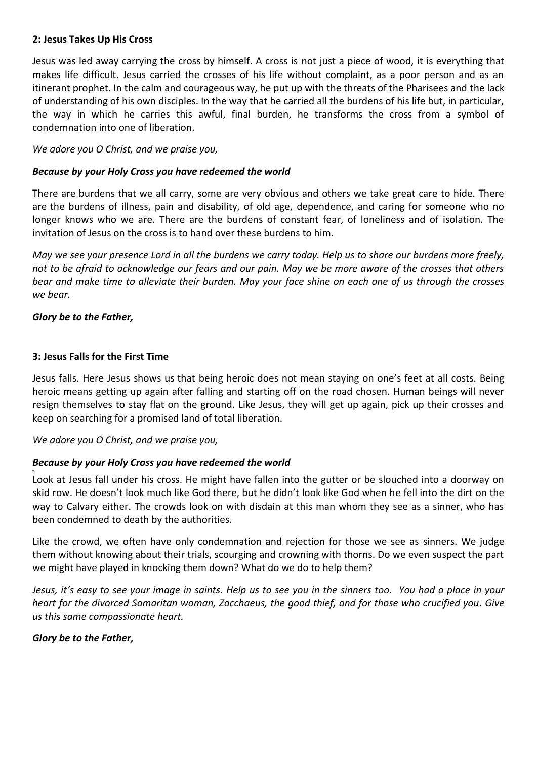**2: Jesus Takes Up His Cross**

Jesus was led away carrying the cross by himself. A cross is not just a piece of wood, it is everything that makes life difficult. Jesus carried the crosses of his life without complaint, as a poor person and as an itinerant prophet. In the calm and courageous way, he put up with the threats of the Pharisees and the lack of understanding of his own disciples. In the way that he carried all the burdens of his life but, in particular, the way in which he carries this awful, final burden, he transforms the cross from a symbol of condemnation into one of liberation.

*We adore you O Christ, and we praise you,*

***Because by your Holy Cross you have redeemed the world***

There are burdens that we all carry, some are very obvious and others we take great care to hide. There are the burdens of illness, pain and disability, of old age, dependence, and caring for someone who no longer knows who we are. There are the burdens of constant fear, of loneliness and of isolation. The invitation of Jesus on the cross is to hand over these burdens to him.

*May we see your presence Lord in all the burdens we carry today. Help us to share our burdens more freely, not to be afraid to acknowledge our fears and our pain. May we be more aware of the crosses that others bear and make time to alleviate their burden. May your face shine on each one of us through the crosses we bear.*

***Glory be to the Father,***

**3: Jesus Falls for the First Time**

Jesus falls. Here Jesus shows us that being heroic does not mean staying on one's feet at all costs. Being heroic means getting up again after falling and starting off on the road chosen. Human beings will never resign themselves to stay flat on the ground. Like Jesus, they will get up again, pick up their crosses and keep on searching for a promised land of total liberation.

*We adore you O Christ, and we praise you,*

***Because by your Holy Cross you have redeemed the world***

Look at Jesus fall under his cross. He might have fallen into the gutter or be slouched into a doorway on skid row. He doesn't look much like God there, but he didn't look like God when he fell into the dirt on the way to Calvary either. The crowds look on with disdain at this man whom they see as a sinner, who has been condemned to death by the authorities.

Like the crowd, we often have only condemnation and rejection for those we see as sinners. We judge them without knowing about their trials, scourging and crowning with thorns. Do we even suspect the part we might have played in knocking them down? What do we do to help them?

*Jesus, it's easy to see your image in saints. Help us to see you in the sinners too. You had a place in your heart for the divorced Samaritan woman, Zacchaeus, the good thief, and for those who crucified you.* ***.*** *Give us this same compassionate heart.*

***Glory be to the Father,***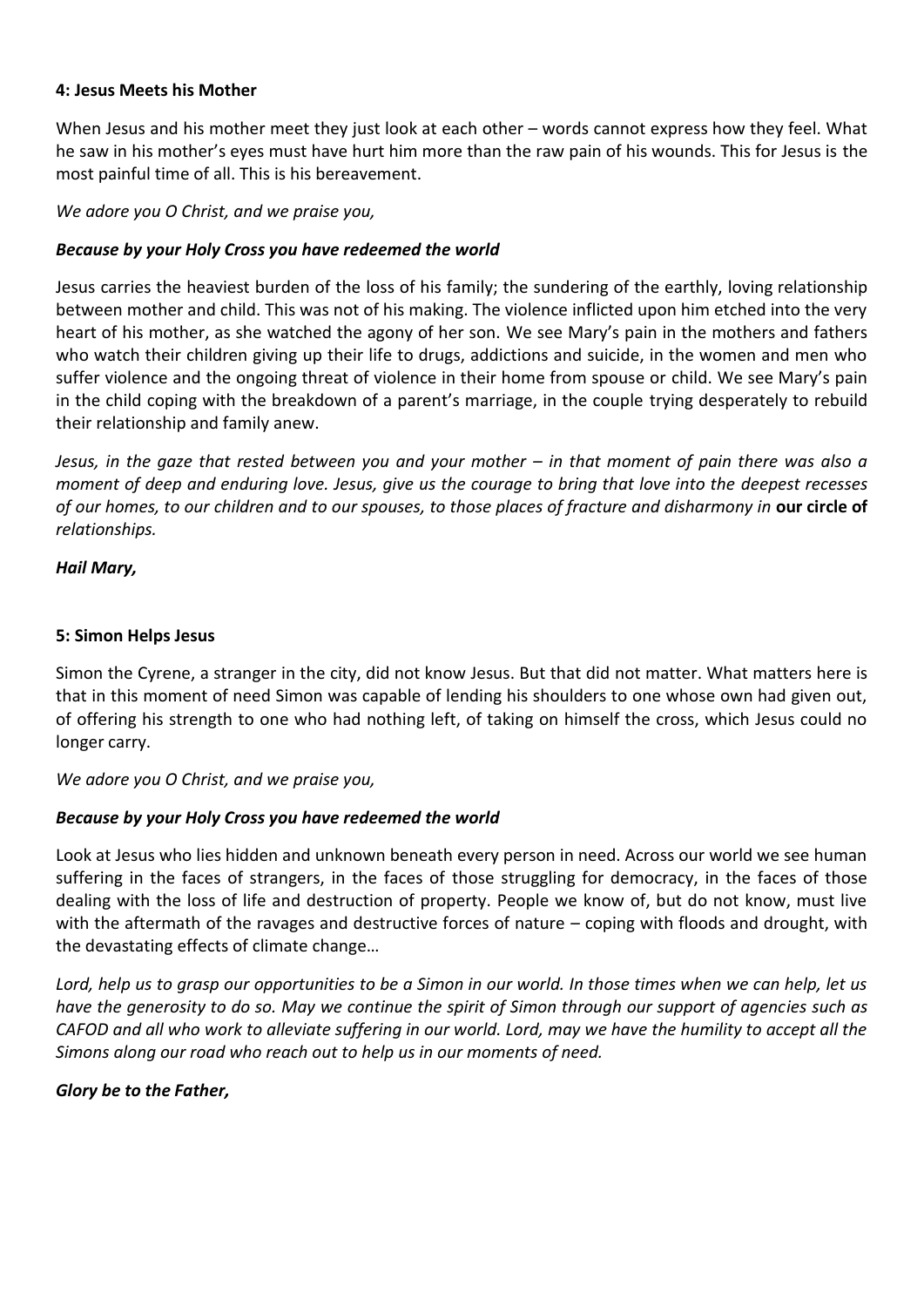**4: Jesus Meets his Mother**

When Jesus and his mother meet they just look at each other – words cannot express how they feel. What he saw in his mother's eyes must have hurt him more than the raw pain of his wounds. This for Jesus is the most painful time of all. This is his bereavement.

*We adore you O Christ, and we praise you,*

***Because by your Holy Cross you have redeemed the world***

Jesus carries the heaviest burden of the loss of his family; the sundering of the earthly, loving relationship between mother and child. This was not of his making. The violence inflicted upon him etched into the very heart of his mother, as she watched the agony of her son. We see Mary's pain in the mothers and fathers who watch their children giving up their life to drugs, addictions and suicide, in the women and men who suffer violence and the ongoing threat of violence in their home from spouse or child. We see Mary's pain in the child coping with the breakdown of a parent's marriage, in the couple trying desperately to rebuild their relationship and family anew.

*Jesus, in the gaze that rested between you and your mother – in that moment of pain there was also a moment of deep and enduring love. Jesus, give us the courage to bring that love into the deepest recesses of our homes, to our children and to our spouses, to those places of fracture and disharmony in* ***our circle of*** *relationships.*

***Hail Mary,***

**5: Simon Helps Jesus**

Simon the Cyrene, a stranger in the city, did not know Jesus. But that did not matter. What matters here is that in this moment of need Simon was capable of lending his shoulders to one whose own had given out, of offering his strength to one who had nothing left, of taking on himself the cross, which Jesus could no longer carry.

*We adore you O Christ, and we praise you,*

***Because by your Holy Cross you have redeemed the world***

Look at Jesus who lies hidden and unknown beneath every person in need. Across our world we see human suffering in the faces of strangers, in the faces of those struggling for democracy, in the faces of those dealing with the loss of life and destruction of property. People we know of, but do not know, must live with the aftermath of the ravages and destructive forces of nature – coping with floods and drought, with the devastating effects of climate change…

*Lord, help us to grasp our opportunities to be a Simon in our world. In those times when we can help, let us have the generosity to do so. May we continue the spirit of Simon through our support of agencies such as CAFOD and all who work to alleviate suffering in our world. Lord, may we have the humility to accept all the Simons along our road who reach out to help us in our moments of need.*

***Glory be to the Father,***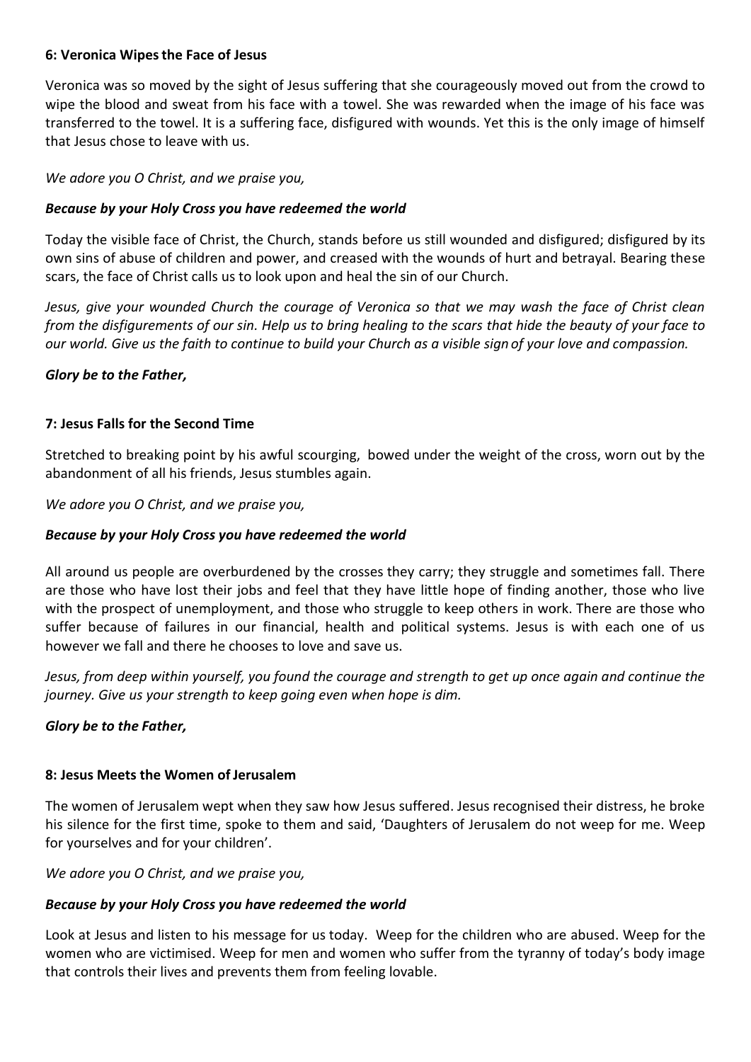**6: Veronica Wipes the Face of Jesus**

Veronica was so moved by the sight of Jesus suffering that she courageously moved out from the crowd to wipe the blood and sweat from his face with a towel. She was rewarded when the image of his face was transferred to the towel. It is a suffering face, disfigured with wounds. Yet this is the only image of himself that Jesus chose to leave with us.

*We adore you O Christ, and we praise you,*

***Because by your Holy Cross you have redeemed the world***

Today the visible face of Christ, the Church, stands before us still wounded and disfigured; disfigured by its own sins of abuse of children and power, and creased with the wounds of hurt and betrayal. Bearing these scars, the face of Christ calls us to look upon and heal the sin of our Church.

*Jesus, give your wounded Church the courage of Veronica so that we may wash the face of Christ clean from the disfigurements of our sin. Help us to bring healing to the scars that hide the beauty of your face to our world. Give us the faith to continue to build your Church as a visible sign of your love and compassion.*

***Glory be to the Father,***

**7: Jesus Falls for the Second Time**

Stretched to breaking point by his awful scourging, bowed under the weight of the cross, worn out by the abandonment of all his friends, Jesus stumbles again.

*We adore you O Christ, and we praise you,*

***Because by your Holy Cross you have redeemed the world***

All around us people are overburdened by the crosses they carry; they struggle and sometimes fall. There are those who have lost their jobs and feel that they have little hope of finding another, those who live with the prospect of unemployment, and those who struggle to keep others in work. There are those who suffer because of failures in our financial, health and political systems. Jesus is with each one of us however we fall and there he chooses to love and save us.

*Jesus, from deep within yourself, you found the courage and strength to get up once again and continue the journey. Give us your strength to keep going even when hope is dim.*

***Glory be to the Father,***

**8: Jesus Meets the Women of Jerusalem**

The women of Jerusalem wept when they saw how Jesus suffered. Jesus recognised their distress, he broke his silence for the first time, spoke to them and said, 'Daughters of Jerusalem do not weep for me. Weep for yourselves and for your children'.

*We adore you O Christ, and we praise you,*

***Because by your Holy Cross you have redeemed the world***

Look at Jesus and listen to his message for us today. Weep for the children who are abused. Weep for the women who are victimised. Weep for men and women who suffer from the tyranny of today's body image that controls their lives and prevents them from feeling lovable.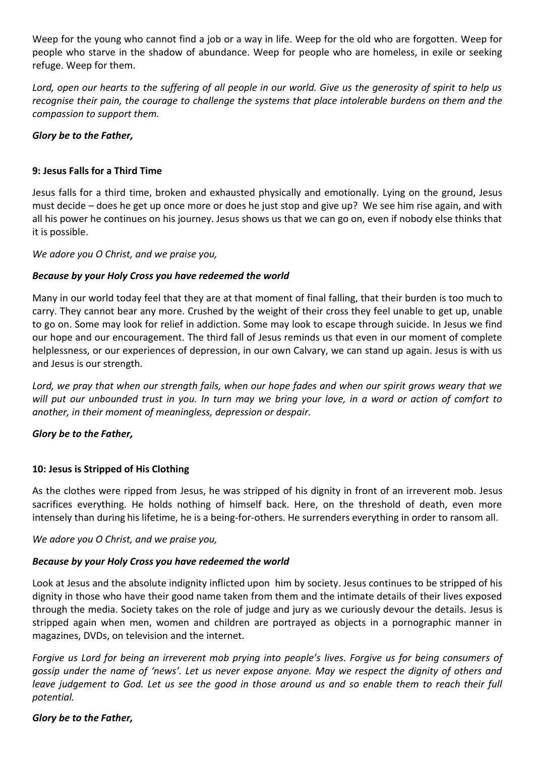Weep for the young who cannot find a job or a way in life. Weep for the old who are forgotten. Weep for people who starve in the shadow of abundance. Weep for people who are homeless, in exile or seeking refuge. Weep for them.

*Lord, open our hearts to the suffering of all people in our world. Give us the generosity of spirit to help us recognise their pain, the courage to challenge the systems that place intolerable burdens on them and the compassion to support them.*

***Glory be to the Father,***

### 9: Jesus Falls for a Third Time

Jesus falls for a third time, broken and exhausted physically and emotionally. Lying on the ground, Jesus must decide – does he get up once more or does he just stop and give up? We see him rise again, and with all his power he continues on his journey. Jesus shows us that we can go on, even if nobody else thinks that it is possible.

*We adore you O Christ, and we praise you,*

***Because by your Holy Cross you have redeemed the world***

Many in our world today feel that they are at that moment of final falling, that their burden is too much to carry. They cannot bear any more. Crushed by the weight of their cross they feel unable to get up, unable to go on. Some may look for relief in addiction. Some may look to escape through suicide. In Jesus we find our hope and our encouragement. The third fall of Jesus reminds us that even in our moment of complete helplessness, or our experiences of depression, in our own Calvary, we can stand up again. Jesus is with us and Jesus is our strength.

*Lord, we pray that when our strength fails, when our hope fades and when our spirit grows weary that we will put our unbounded trust in you. In turn may we bring your love, in a word or action of comfort to another, in their moment of meaningless, depression or despair.*

***Glory be to the Father,***

### 10: Jesus is Stripped of His Clothing

As the clothes were ripped from Jesus, he was stripped of his dignity in front of an irreverent mob. Jesus sacrifices everything. He holds nothing of himself back. Here, on the threshold of death, even more intensely than during his lifetime, he is a being-for-others. He surrenders everything in order to ransom all.

*We adore you O Christ, and we praise you,*

***Because by your Holy Cross you have redeemed the world***

Look at Jesus and the absolute indignity inflicted upon him by society. Jesus continues to be stripped of his dignity in those who have their good name taken from them and the intimate details of their lives exposed through the media. Society takes on the role of judge and jury as we curiously devour the details. Jesus is stripped again when men, women and children are portrayed as objects in a pornographic manner in magazines, DVDs, on television and the internet.

*Forgive us Lord for being an irreverent mob prying into people's lives. Forgive us for being consumers of gossip under the name of 'news'. Let us never expose anyone. May we respect the dignity of others and leave judgement to God. Let us see the good in those around us and so enable them to reach their full potential.*

***Glory be to the Father,***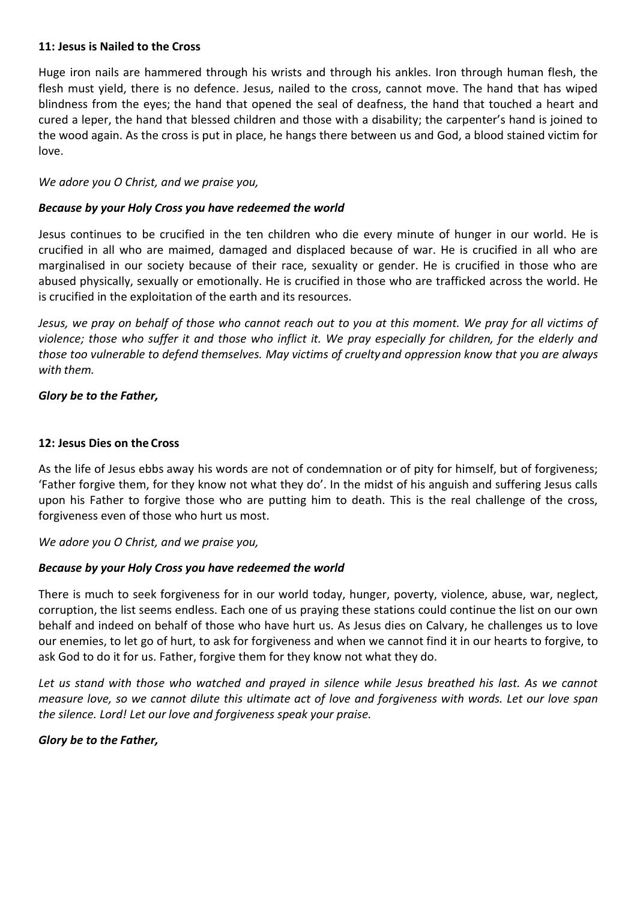### 11: Jesus is Nailed to the Cross

Huge iron nails are hammered through his wrists and through his ankles. Iron through human flesh, the flesh must yaild, there is no defence. Jesus, nailed to the cross, cannot move. The hand that has wiped blindness from the eyes; the hand that opened the seal of deafness, the hand that touched a heart and cured a leper, the hand that blessed children and those with a disability; the carpenter's hand is joined to the wood again. As the cross is put in place, he hangs there between us and God, a blood stained victim for love.

*We adore you O Christ, and we praise you,*

***Because by your Holy Cross you have redeemed the world***

Jesus continues to be crucified in the ten children who die every minute of hunger in our world. He is crucified in all who are maimed, damaged and displaced because of war. He is crucified in all who are marginalised in our society because of their race, sexuality or gender. He is crucified in those who are abused physically, sexually or emotionally. He is crucified in those who are trafficked across the world. He is crucified in the exploitation of the earth and its resources.

*Jesus, we pray on behalf of those who cannot reach out to you at this moment. We pray for all victims of violence; those who suffer it and those who inflict it. We pray especially for children, for the elderly and those too vulnerable to defend themselves. May victims of cruelty and oppression know that you are always with them.*

***Glory be to the Father,***

### 12: Jesus Dies on the Cross

As the life of Jesus ebbs away his words are not of condemnation or of pity for himself, but of forgiveness; 'Father forgive them, for they know not what they do'. In the midst of his anguish and suffering Jesus calls upon his Father to forgive those who are putting him to death. This is the real challenge of the cross, forgiveness even of those who hurt us most.

*We adore you O Christ, and we praise you,*

***Because by your Holy Cross you have redeemed the world***

There is much to seek forgiveness for in our world today, hunger, poverty, violence, abuse, war, neglect, corruption, the list seems endless. Each one of us praying these stations could continue the list on our own behalf and indeed on behalf of those who have hurt us. As Jesus dies on Calvary, he challenges us to love our enemies, to let go of hurt, to ask for forgiveness and when we cannot find it in our hearts to forgive, to ask God to do it for us. Father, forgive them for they know not what they do.

*Let us stand with those who watched and prayed in silence while Jesus breathed his last. As we cannot measure love, so we cannot dilute this ultimate act of love and forgiveness with words. Let our love span the silence. Lord! Let our love and forgiveness speak your praise.*

***Glory be to the Father,***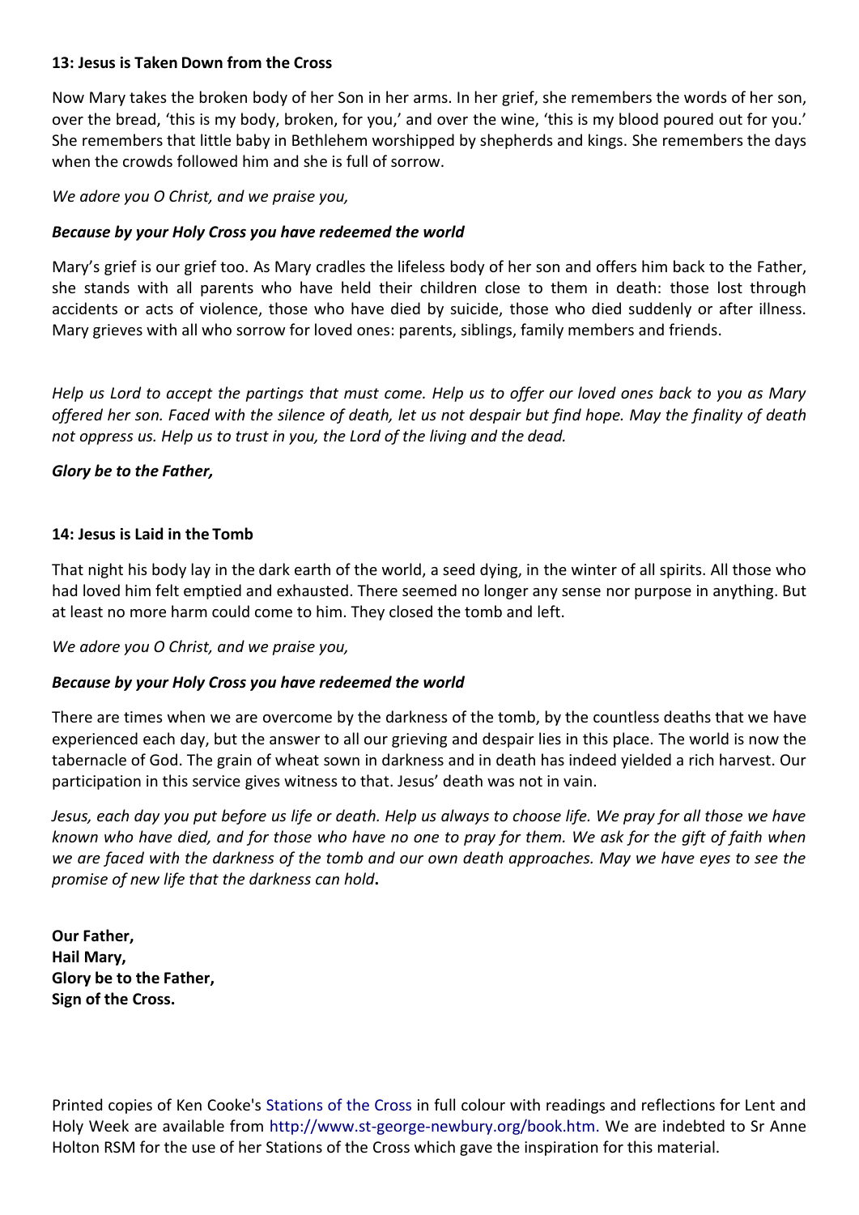**13: Jesus is Taken Down from the Cross**

Now Mary takes the broken body of her Son in her arms. In her grief, she remembers the words of her son, over the bread, 'this is my body, broken, for you,' and over the wine, 'this is my blood poured out for you.' She remembers that little baby in Bethlehem worshipped by shepherds and kings. She remembers the days when the crowds followed him and she is full of sorrow.

*We adore you O Christ, and we praise you,*

***Because by your Holy Cross you have redeemed the world***

Mary's grief is our grief too. As Mary cradles the lifeless body of her son and offers him back to the Father, she stands with all parents who have held their children close to them in death: those lost through accidents or acts of violence, those who have died by suicide, those who died suddenly or after illness. Mary grieves with all who sorrow for loved ones: parents, siblings, family members and friends.

*Help us Lord to accept the partings that must come. Help us to offer our loved ones back to you as Mary offered her son. Faced with the silence of death, let us not despair but find hope. May the finality of death not oppress us. Help us to trust in you, the Lord of the living and the dead.*

***Glory be to the Father,***

**14: Jesus is Laid in the Tomb**

That night his body lay in the dark earth of the world, a seed dying, in the winter of all spirits. All those who had loved him felt emptied and exhausted. There seemed no longer any sense nor purpose in anything. But at least no more harm could come to him. They closed the tomb and left.

*We adore you O Christ, and we praise you,*

***Because by your Holy Cross you have redeemed the world***

There are times when we are overcome by the darkness of the tomb, by the countless deaths that we have experienced each day, but the answer to all our grieving and despair lies in this place. The world is now the tabernacle of God. The grain of wheat sown in darkness and in death has indeed yielded a rich harvest. Our participation in this service gives witness to that. Jesus' death was not in vain.

*Jesus, each day you put before us life or death. Help us always to choose life. We pray for all those we have known who have died, and for those who have no one to pray for them. We ask for the gift of faith when we are faced with the darkness of the tomb and our own death approaches. May we have eyes to see the promise of new life that the darkness can hold*.

**Our Father,**
**Hail Mary,**
**Glory be to the Father,**
**Sign of the Cross.**

Printed copies of Ken Cooke's Stations of the Cross in full colour with readings and reflections for Lent and Holy Week are available from http://www.st-george-newbury.org/book.htm. We are indebted to Sr Anne Holton RSM for the use of her Stations of the Cross which gave the inspiration for this material.